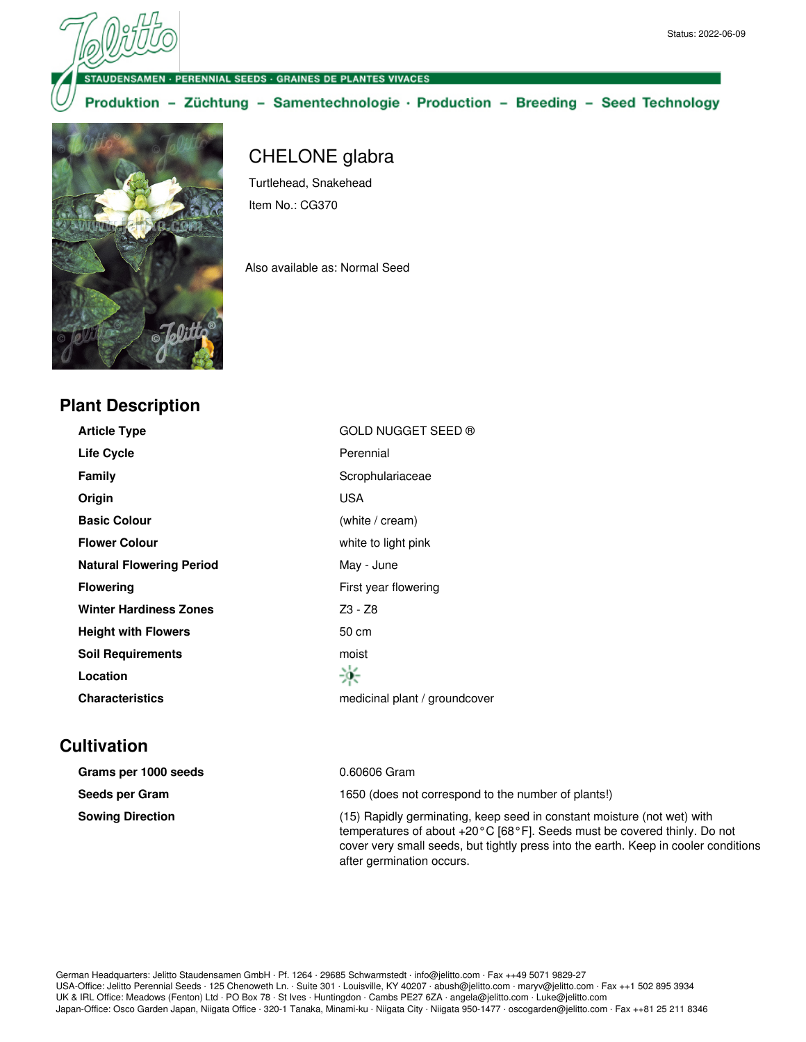Status: 2022-06-09

STAUDENSAMEN · PERENNIAL SEEDS · GRAINES DE PLANTES VIVACES

Produktion – Züchtung – Samentechnologie · Production – Breeding – Seed Technology

# CHELONE glabra

Turtlehead, Snakehead

Item No.: CG370

Also available as: Normal Seed

## Plant Description

| | |
|---|---|
| **Article Type** | GOLD NUGGET SEED ® |
| **Life Cycle** | Perennial |
| **Family** | Scrophulariaceae |
| **Origin** | USA |
| **Basic Colour** | (white / cream) |
| **Flower Colour** | white to light pink |
| **Natural Flowering Period** | May - June |
| **Flowering** | First year flowering |
| **Winter Hardiness Zones** | Z3 - Z8 |
| **Height with Flowers** | 50 cm |
| **Soil Requirements** | moist |
| **Location** | |
| **Characteristics** | medicinal plant / groundcover |

## Cultivation

| | |
|---|---|
| **Grams per 1000 seeds** | 0.60606 Gram |
| **Seeds per Gram** | 1650 (does not correspond to the number of plants!) |
| **Sowing Direction** | (15) Rapidly germinating, keep seed in constant moisture (not wet) with temperatures of about +20°C [68°F]. Seeds must be covered thinly. Do not cover very small seeds, but tightly press into the earth. Keep in cooler conditions after germination occurs. |

German Headquarters: Jelitto Staudensamen GmbH · Pf. 1264 · 29685 Schwarmstedt · info@jelitto.com · Fax ++49 5071 9829-27
USA-Office: Jelitto Perennial Seeds · 125 Chenoweth Ln. · Suite 301 · Louisville, KY 40207 · abush@jelitto.com · maryv@jelitto.com · Fax ++1 502 895 3934
UK & IRL Office: Meadows (Fenton) Ltd · PO Box 78 · St Ives · Huntingdon · Cambs PE27 6ZA · angela@jelitto.com · Luke@jelitto.com
Japan-Office: Osco Garden Japan, Niigata Office · 320-1 Tanaka, Minami-ku · Niigata City · Niigata 950-1477 · oscogarden@jelitto.com · Fax ++81 25 211 8346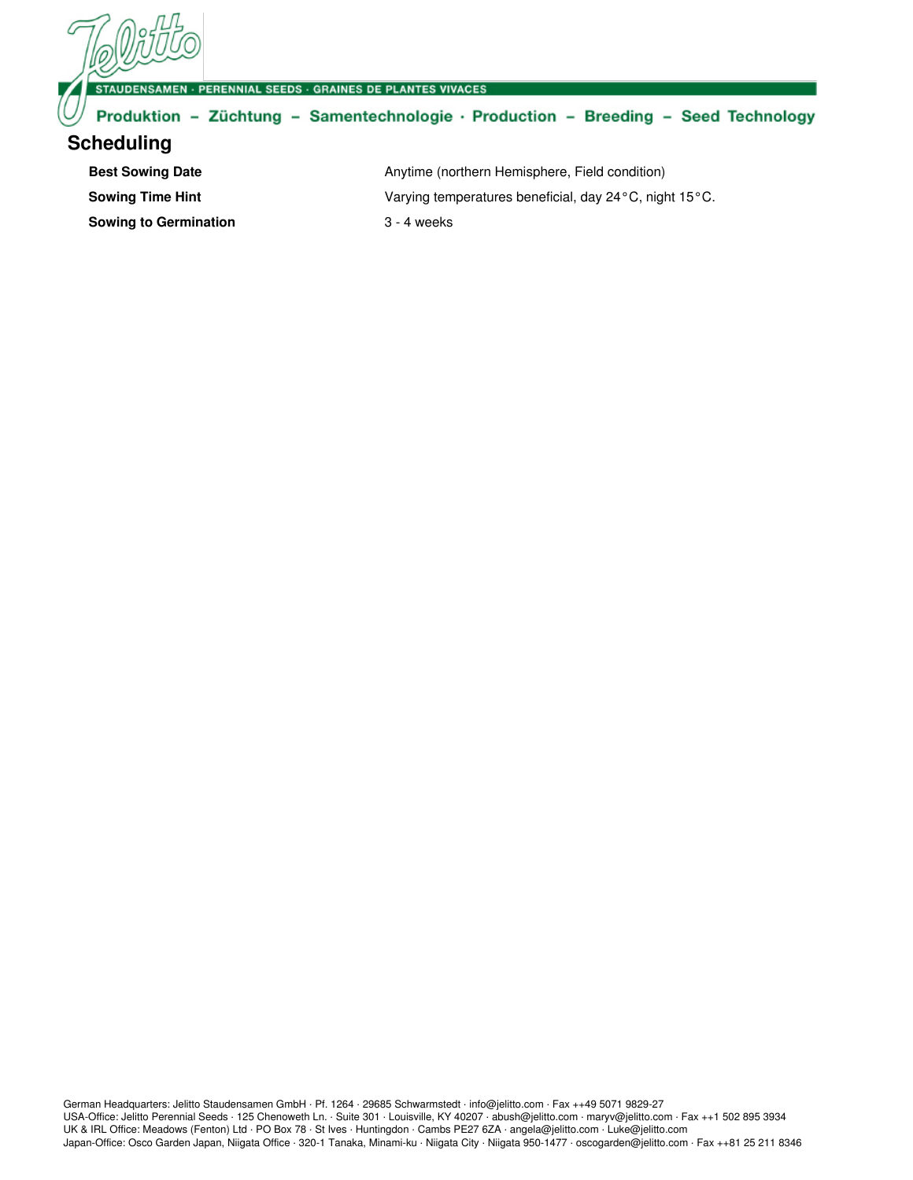## Scheduling

| | |
|---|---|
| **Best Sowing Date** | Anytime (northern Hemisphere, Field condition) |
| **Sowing Time Hint** | Varying temperatures beneficial, day 24°C, night 15°C. |
| **Sowing to Germination** | 3 - 4 weeks |